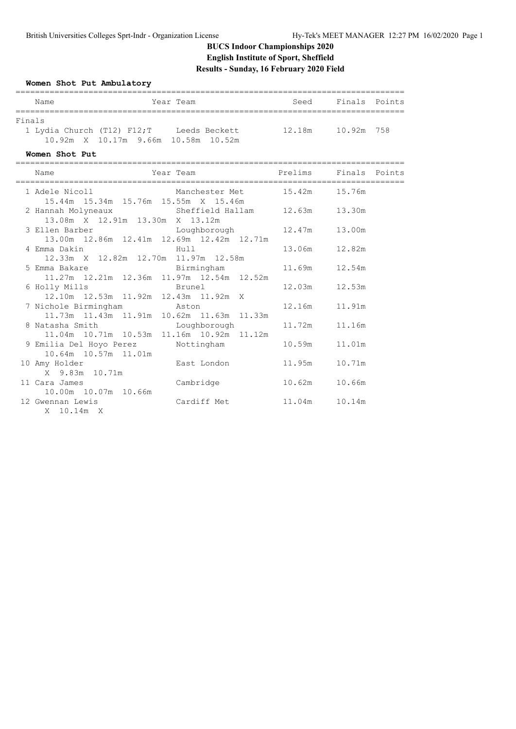# BUCS Indoor Championships 2020

## English Institute of Sport, Sheffield

## Results - Sunday, 16 February 2020 Field

### Women Shot Put Ambulatory

| Name | Year | Team | Seed | Finals | Points |
|---|---|---|---|---|---|
| **Finals** | | | | | |
| 1 Lydia Church (T12) F12;T | | Leeds Beckett | 12.18m | 10.92m | 758 |
| 10.92m X 10.17m 9.66m 10.58m 10.52m | | | | | |

### Women Shot Put

| Name | Year | Team | Prelims | Finals | Points |
|---|---|---|---|---|---|
| 1 Adele Nicoll | | Manchester Met | 15.42m | 15.76m | |
| 15.44m 15.34m 15.76m 15.55m X 15.46m | | | | | |
| 2 Hannah Molyneaux | | Sheffield Hallam | 12.63m | 13.30m | |
| 13.08m X 12.91m 13.30m X 13.12m | | | | | |
| 3 Ellen Barber | | Loughborough | 12.47m | 13.00m | |
| 13.00m 12.86m 12.41m 12.69m 12.42m 12.71m | | | | | |
| 4 Emma Dakin | | Hull | 13.06m | 12.82m | |
| 12.33m X 12.82m 12.70m 11.97m 12.58m | | | | | |
| 5 Emma Bakare | | Birmingham | 11.69m | 12.54m | |
| 11.27m 12.21m 12.36m 11.97m 12.54m 12.52m | | | | | |
| 6 Holly Mills | | Brunel | 12.03m | 12.53m | |
| 12.10m 12.53m 11.92m 12.43m 11.92m X | | | | | |
| 7 Nichole Birmingham | | Aston | 12.16m | 11.91m | |
| 11.73m 11.43m 11.91m 10.62m 11.63m 11.33m | | | | | |
| 8 Natasha Smith | | Loughborough | 11.72m | 11.16m | |
| 11.04m 10.71m 10.53m 11.16m 10.92m 11.12m | | | | | |
| 9 Emilia Del Hoyo Perez | | Nottingham | 10.59m | 11.01m | |
| 10.64m 10.57m 11.01m | | | | | |
| 10 Amy Holder | | East London | 11.95m | 10.71m | |
| X 9.83m 10.71m | | | | | |
| 11 Cara James | | Cambridge | 10.62m | 10.66m | |
| 10.00m 10.07m 10.66m | | | | | |
| 12 Gwennan Lewis | | Cardiff Met | 11.04m | 10.14m | |
| X 10.14m X | | | | | |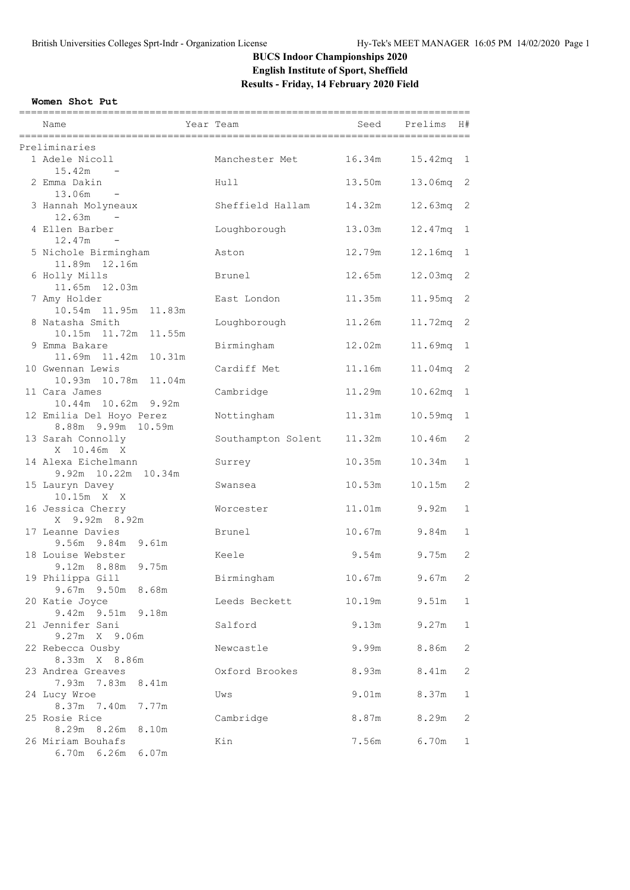# BUCS Indoor Championships 2020

**English Institute of Sport, Sheffield**

**Results - Friday, 14 February 2020 Field**

### Women Shot Put

| Place | Name | Year | Team | Seed | Prelims | H# |
|---|---|---|---|---|---|---|
| **Preliminaries** | | | | | | |
| 1 | Adele Nicoll | | Manchester Met | 16.34m | 15.42mq | 1 |
| | 15.42m - | | | | | |
| 2 | Emma Dakin | | Hull | 13.50m | 13.06mq | 2 |
| | 13.06m - | | | | | |
| 3 | Hannah Molyneaux | | Sheffield Hallam | 14.32m | 12.63mq | 2 |
| | 12.63m - | | | | | |
| 4 | Ellen Barber | | Loughborough | 13.03m | 12.47mq | 1 |
| | 12.47m - | | | | | |
| 5 | Nichole Birmingham | | Aston | 12.79m | 12.16mq | 1 |
| | 11.89m 12.16m | | | | | |
| 6 | Holly Mills | | Brunel | 12.65m | 12.03mq | 2 |
| | 11.65m 12.03m | | | | | |
| 7 | Amy Holder | | East London | 11.35m | 11.95mq | 2 |
| | 10.54m 11.95m 11.83m | | | | | |
| 8 | Natasha Smith | | Loughborough | 11.26m | 11.72mq | 2 |
| | 10.15m 11.72m 11.55m | | | | | |
| 9 | Emma Bakare | | Birmingham | 12.02m | 11.69mq | 1 |
| | 11.69m 11.42m 10.31m | | | | | |
| 10 | Gwennan Lewis | | Cardiff Met | 11.16m | 11.04mq | 2 |
| | 10.93m 10.78m 11.04m | | | | | |
| 11 | Cara James | | Cambridge | 11.29m | 10.62mq | 1 |
| | 10.44m 10.62m 9.92m | | | | | |
| 12 | Emilia Del Hoyo Perez | | Nottingham | 11.31m | 10.59mq | 1 |
| | 8.88m 9.99m 10.59m | | | | | |
| 13 | Sarah Connolly | | Southampton Solent | 11.32m | 10.46m | 2 |
| | X 10.46m X | | | | | |
| 14 | Alexa Eichelmann | | Surrey | 10.35m | 10.34m | 1 |
| | 9.92m 10.22m 10.34m | | | | | |
| 15 | Lauryn Davey | | Swansea | 10.53m | 10.15m | 2 |
| | 10.15m X X | | | | | |
| 16 | Jessica Cherry | | Worcester | 11.01m | 9.92m | 1 |
| | X 9.92m 8.92m | | | | | |
| 17 | Leanne Davies | | Brunel | 10.67m | 9.84m | 1 |
| | 9.56m 9.84m 9.61m | | | | | |
| 18 | Louise Webster | | Keele | 9.54m | 9.75m | 2 |
| | 9.12m 8.88m 9.75m | | | | | |
| 19 | Philippa Gill | | Birmingham | 10.67m | 9.67m | 2 |
| | 9.67m 9.50m 8.68m | | | | | |
| 20 | Katie Joyce | | Leeds Beckett | 10.19m | 9.51m | 1 |
| | 9.42m 9.51m 9.18m | | | | | |
| 21 | Jennifer Sani | | Salford | 9.13m | 9.27m | 1 |
| | 9.27m X 9.06m | | | | | |
| 22 | Rebecca Ousby | | Newcastle | 9.99m | 8.86m | 2 |
| | 8.33m X 8.86m | | | | | |
| 23 | Andrea Greaves | | Oxford Brookes | 8.93m | 8.41m | 2 |
| | 7.93m 7.83m 8.41m | | | | | |
| 24 | Lucy Wroe | | Uws | 9.01m | 8.37m | 1 |
| | 8.37m 7.40m 7.77m | | | | | |
| 25 | Rosie Rice | | Cambridge | 8.87m | 8.29m | 2 |
| | 8.29m 8.26m 8.10m | | | | | |
| 26 | Miriam Bouhafs | | Kin | 7.56m | 6.70m | 1 |
| | 6.70m 6.26m 6.07m | | | | | |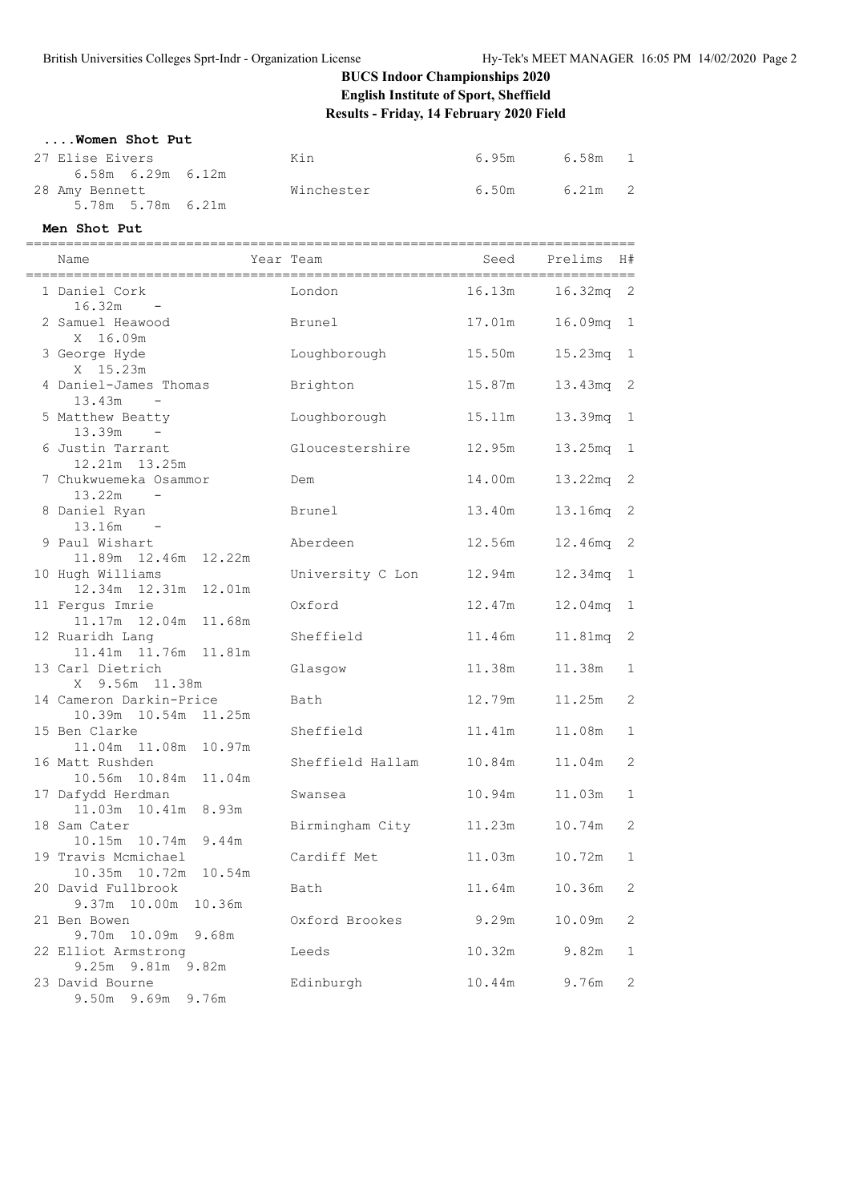## BUCS Indoor Championships 2020
## English Institute of Sport, Sheffield
## Results - Friday, 14 February 2020 Field

### ....Women Shot Put

| Place | Name | Year | Team | Seed | Prelims | H# |
|---|---|---|---|---|---|---|
| 27 | Elise Eivers<br>6.58m 6.29m 6.12m | | Kin | 6.95m | 6.58m | 1 |
| 28 | Amy Bennett<br>5.78m 5.78m 6.21m | | Winchester | 6.50m | 6.21m | 2 |

### Men Shot Put

| Place | Name | Year | Team | Seed | Prelims | H# |
|---|---|---|---|---|---|---|
| 1 | Daniel Cork<br>16.32m - | | London | 16.13m | 16.32mq | 2 |
| 2 | Samuel Heawood<br>X 16.09m | | Brunel | 17.01m | 16.09mq | 1 |
| 3 | George Hyde<br>X 15.23m | | Loughborough | 15.50m | 15.23mq | 1 |
| 4 | Daniel-James Thomas<br>13.43m - | | Brighton | 15.87m | 13.43mq | 2 |
| 5 | Matthew Beatty<br>13.39m - | | Loughborough | 15.11m | 13.39mq | 1 |
| 6 | Justin Tarrant<br>12.21m 13.25m | | Gloucestershire | 12.95m | 13.25mq | 1 |
| 7 | Chukwuemeka Osammor<br>13.22m - | | Dem | 14.00m | 13.22mq | 2 |
| 8 | Daniel Ryan<br>13.16m - | | Brunel | 13.40m | 13.16mq | 2 |
| 9 | Paul Wishart<br>11.89m 12.46m 12.22m | | Aberdeen | 12.56m | 12.46mq | 2 |
| 10 | Hugh Williams<br>12.34m 12.31m 12.01m | | University C Lon | 12.94m | 12.34mq | 1 |
| 11 | Fergus Imrie<br>11.17m 12.04m 11.68m | | Oxford | 12.47m | 12.04mq | 1 |
| 12 | Ruaridh Lang<br>11.41m 11.76m 11.81m | | Sheffield | 11.46m | 11.81mq | 2 |
| 13 | Carl Dietrich<br>X 9.56m 11.38m | | Glasgow | 11.38m | 11.38m | 1 |
| 14 | Cameron Darkin-Price<br>10.39m 10.54m 11.25m | | Bath | 12.79m | 11.25m | 2 |
| 15 | Ben Clarke<br>11.04m 11.08m 10.97m | | Sheffield | 11.41m | 11.08m | 1 |
| 16 | Matt Rushden<br>10.56m 10.84m 11.04m | | Sheffield Hallam | 10.84m | 11.04m | 2 |
| 17 | Dafydd Herdman<br>11.03m 10.41m 8.93m | | Swansea | 10.94m | 11.03m | 1 |
| 18 | Sam Cater<br>10.15m 10.74m 9.44m | | Birmingham City | 11.23m | 10.74m | 2 |
| 19 | Travis Mcmichael<br>10.35m 10.72m 10.54m | | Cardiff Met | 11.03m | 10.72m | 1 |
| 20 | David Fullbrook<br>9.37m 10.00m 10.36m | | Bath | 11.64m | 10.36m | 2 |
| 21 | Ben Bowen<br>9.70m 10.09m 9.68m | | Oxford Brookes | 9.29m | 10.09m | 2 |
| 22 | Elliot Armstrong<br>9.25m 9.81m 9.82m | | Leeds | 10.32m | 9.82m | 1 |
| 23 | David Bourne<br>9.50m 9.69m 9.76m | | Edinburgh | 10.44m | 9.76m | 2 |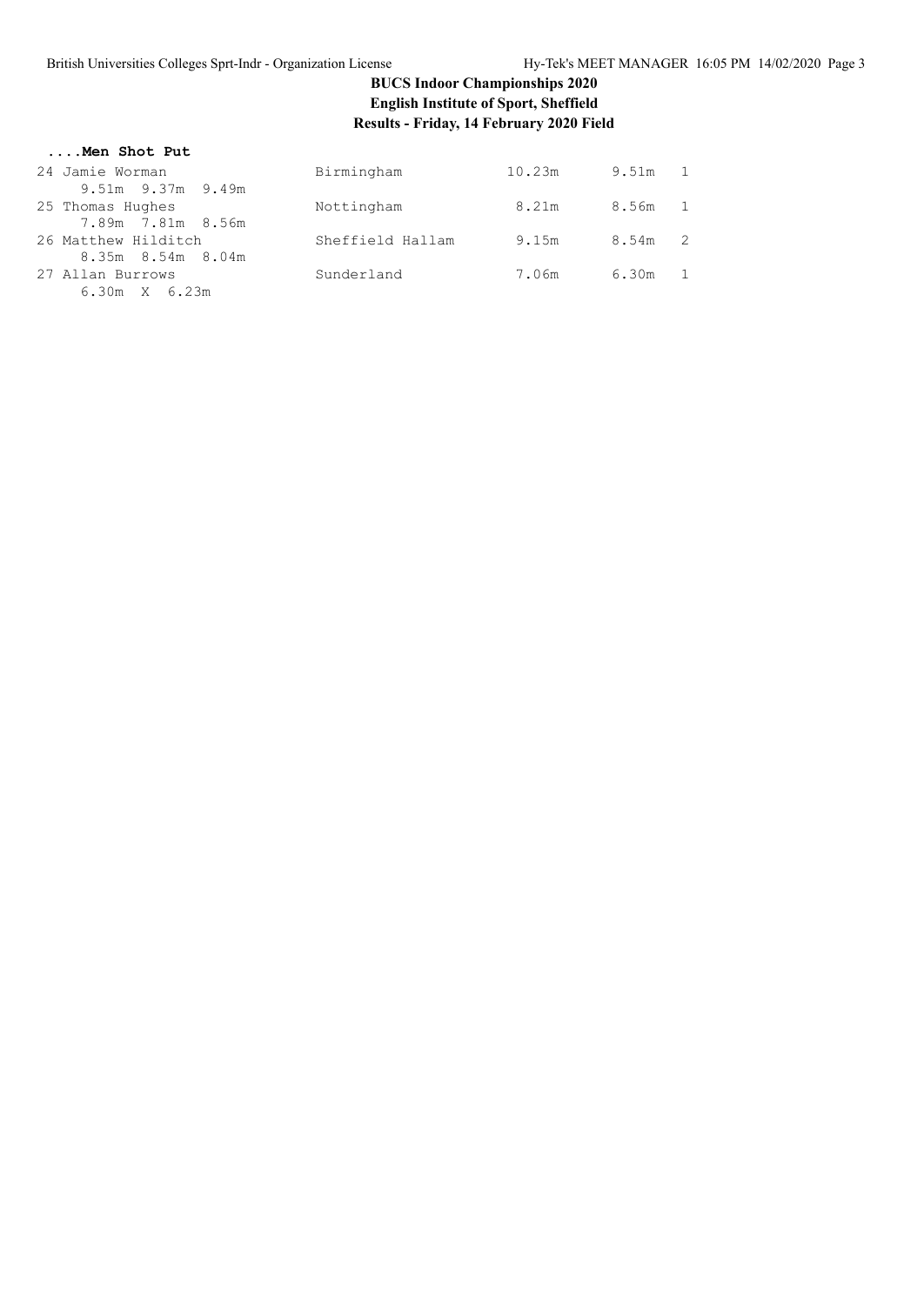# BUCS Indoor Championships 2020

## English Institute of Sport, Sheffield

## Results - Friday, 14 February 2020 Field

### ....Men Shot Put

| | | | | | |
|---|---|---|---|---|---|
| 24 | Jamie Worman | Birmingham | 10.23m | 9.51m | 1 |
| | 9.51m 9.37m 9.49m | | | | |
| 25 | Thomas Hughes | Nottingham | 8.21m | 8.56m | 1 |
| | 7.89m 7.81m 8.56m | | | | |
| 26 | Matthew Hilditch | Sheffield Hallam | 9.15m | 8.54m | 2 |
| | 8.35m 8.54m 8.04m | | | | |
| 27 | Allan Burrows | Sunderland | 7.06m | 6.30m | 1 |
| | 6.30m X 6.23m | | | | |